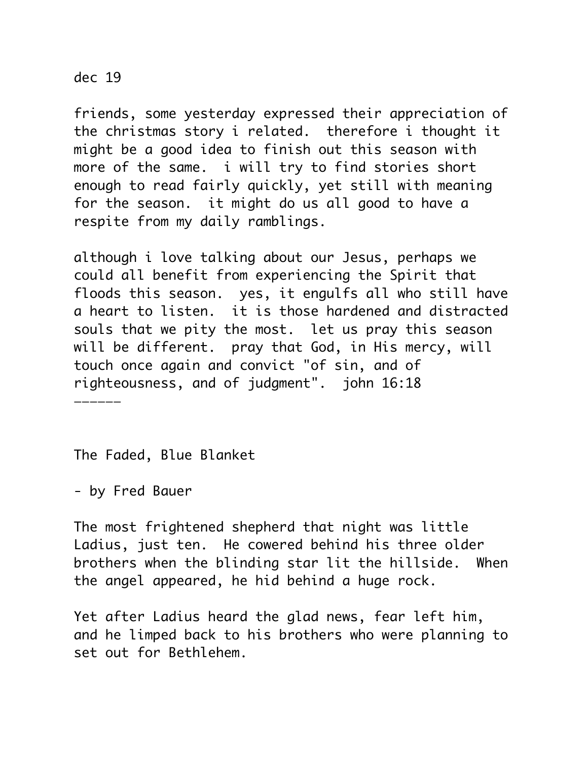dec 19

friends, some yesterday expressed their appreciation of the christmas story i related.  therefore i thought it might be a good idea to finish out this season with more of the same.  i will try to find stories short enough to read fairly quickly, yet still with meaning for the season.  it might do us all good to have a respite from my daily ramblings.

although i love talking about our Jesus, perhaps we could all benefit from experiencing the Spirit that floods this season.  yes, it engulfs all who still have a heart to listen.  it is those hardened and distracted souls that we pity the most.  let us pray this season will be different.  pray that God, in His mercy, will touch once again and convict "of sin, and of righteousness, and of judgment".  john 16:18

------

The Faded, Blue Blanket

- by Fred Bauer

The most frightened shepherd that night was little Ladius, just ten.  He cowered behind his three older brothers when the blinding star lit the hillside.  When the angel appeared, he hid behind a huge rock.

Yet after Ladius heard the glad news, fear left him, and he limped back to his brothers who were planning to set out for Bethlehem.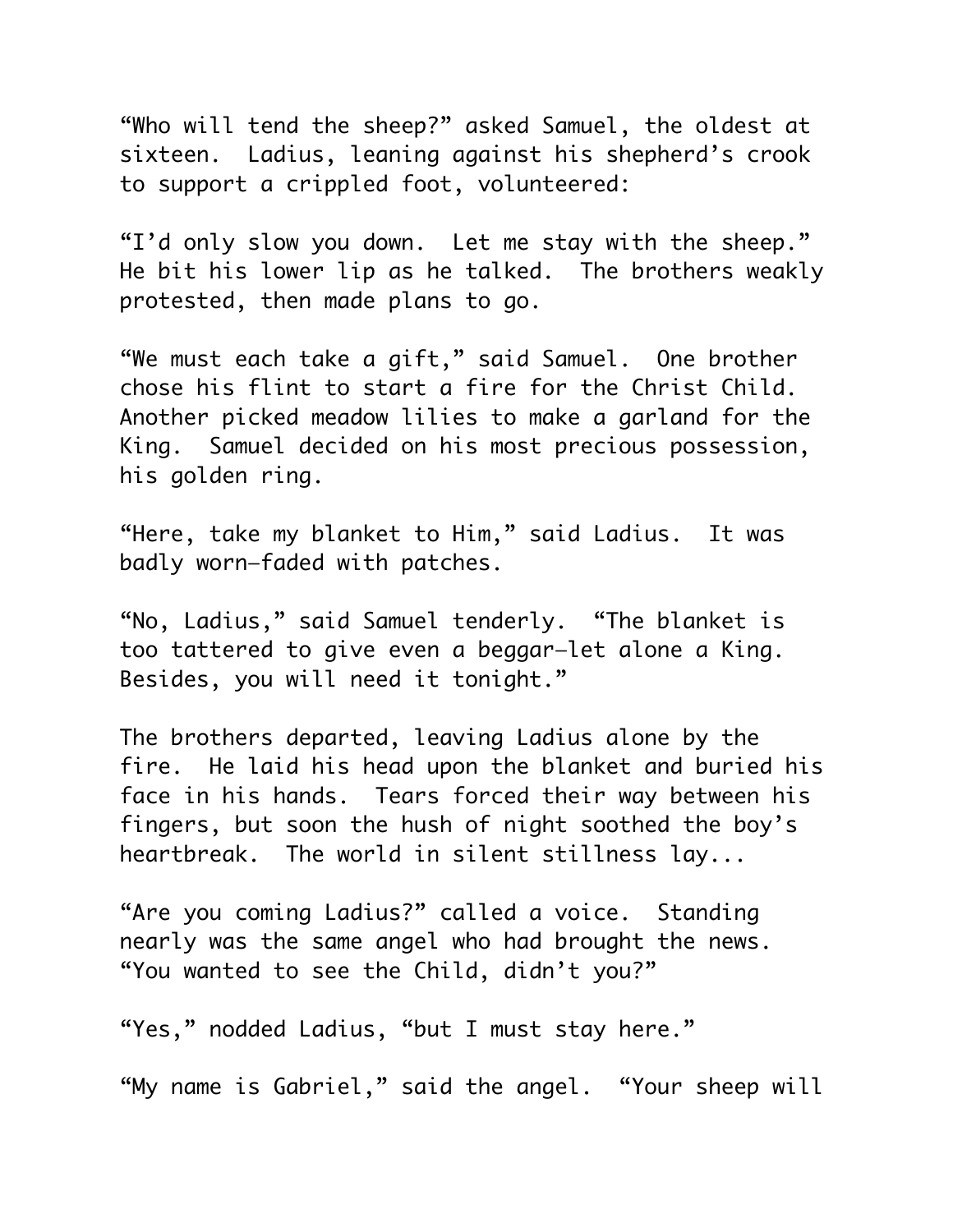"Who will tend the sheep?" asked Samuel, the oldest at sixteen. Ladius, leaning against his shepherd's crook to support a crippled foot, volunteered:

"I'd only slow you down. Let me stay with the sheep." He bit his lower lip as he talked. The brothers weakly protested, then made plans to go.

"We must each take a gift," said Samuel. One brother chose his flint to start a fire for the Christ Child. Another picked meadow lilies to make a garland for the King. Samuel decided on his most precious possession, his golden ring.

"Here, take my blanket to Him," said Ladius. It was badly worn—faded with patches.

"No, Ladius," said Samuel tenderly. "The blanket is too tattered to give even a beggar—let alone a King. Besides, you will need it tonight."

The brothers departed, leaving Ladius alone by the fire. He laid his head upon the blanket and buried his face in his hands. Tears forced their way between his fingers, but soon the hush of night soothed the boy's heartbreak. The world in silent stillness lay...

"Are you coming Ladius?" called a voice. Standing nearly was the same angel who had brought the news. "You wanted to see the Child, didn't you?"

"Yes," nodded Ladius, "but I must stay here."

"My name is Gabriel," said the angel. "Your sheep will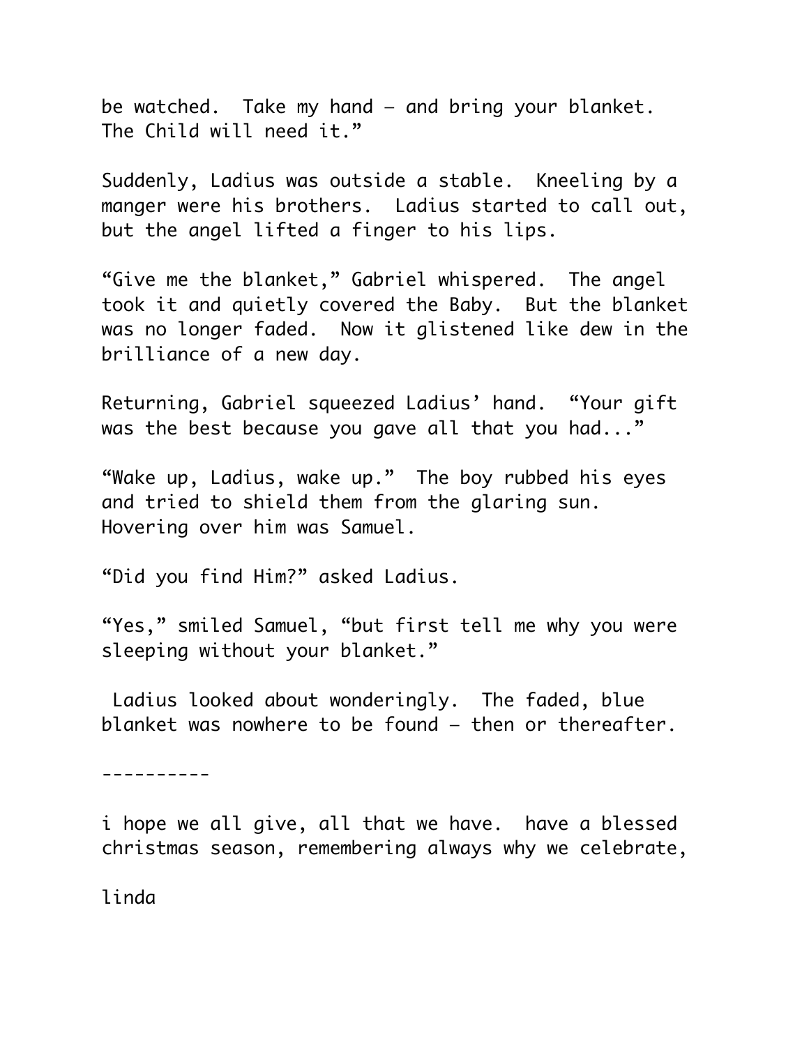be watched. Take my hand – and bring your blanket. The Child will need it."

Suddenly, Ladius was outside a stable. Kneeling by a manger were his brothers. Ladius started to call out, but the angel lifted a finger to his lips.

"Give me the blanket," Gabriel whispered. The angel took it and quietly covered the Baby. But the blanket was no longer faded. Now it glistened like dew in the brilliance of a new day.

Returning, Gabriel squeezed Ladius' hand. "Your gift was the best because you gave all that you had..."

"Wake up, Ladius, wake up." The boy rubbed his eyes and tried to shield them from the glaring sun. Hovering over him was Samuel.

"Did you find Him?" asked Ladius.

"Yes," smiled Samuel, "but first tell me why you were sleeping without your blanket."

Ladius looked about wonderingly. The faded, blue blanket was nowhere to be found – then or thereafter.

----------

i hope we all give, all that we have. have a blessed christmas season, remembering always why we celebrate,

linda